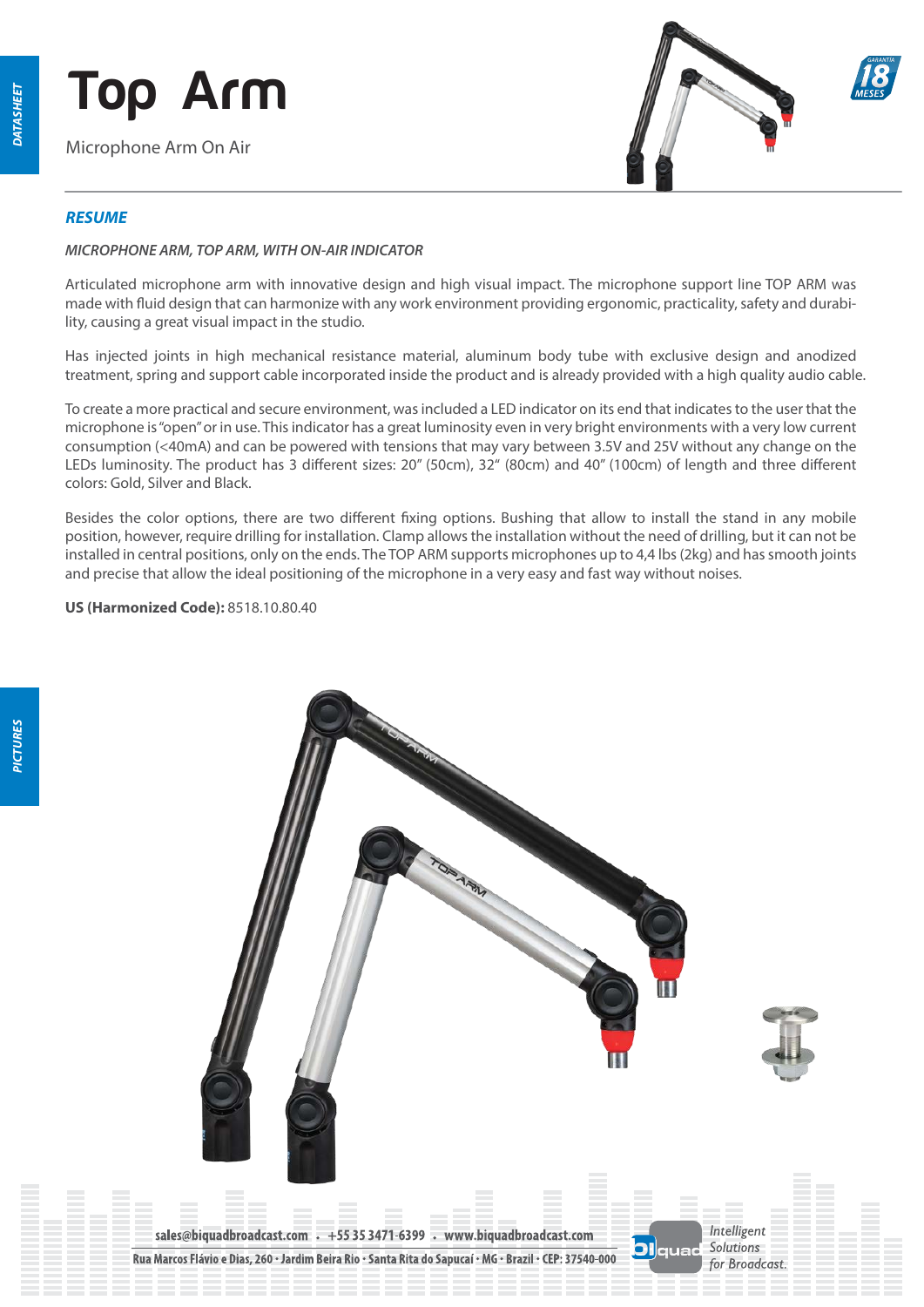# Top Arm

Microphone Arm On Air

## RESUME

*MICROPHONE ARM, TOP ARM, WITH ON-AIR INDICATOR*

Articulated microphone arm with innovative design and high visual impact. The microphone support line TOP ARM was made with fluid design that can harmonize with any work environment providing ergonomic, practicality, safety and durability, causing a great visual impact in the studio.

Has injected joints in high mechanical resistance material, aluminum body tube with exclusive design and anodized treatment, spring and support cable incorporated inside the product and is already provided with a high quality audio cable.

To create a more practical and secure environment, was included a LED indicator on its end that indicates to the user that the microphone is "open" or in use. This indicator has a great luminosity even in very bright environments with a very low current consumption (<40mA) and can be powered with tensions that may vary between 3.5V and 25V without any change on the LEDs luminosity. The product has 3 different sizes: 20" (50cm), 32" (80cm) and 40" (100cm) of length and three different colors: Gold, Silver and Black.

Besides the color options, there are two different fixing options. Bushing that allow to install the stand in any mobile position, however, require drilling for installation. Clamp allows the installation without the need of drilling, but it can not be installed in central positions, only on the ends. The TOP ARM supports microphones up to 4,4 lbs (2kg) and has smooth joints and precise that allow the ideal positioning of the microphone in a very easy and fast way without noises.

**US (Harmonized Code):** 8518.10.80.40

## PICTURES

sales@biquadbroadcast.com • +55 35 3471-6399 • www.biquadbroadcast.com

Rua Marcos Flávio e Dias, 260 • Jardim Beira Rio • Santa Rita do Sapucaí • MG • Brazil • CEP: 37540-000

Intelligent Solutions for Broadcast.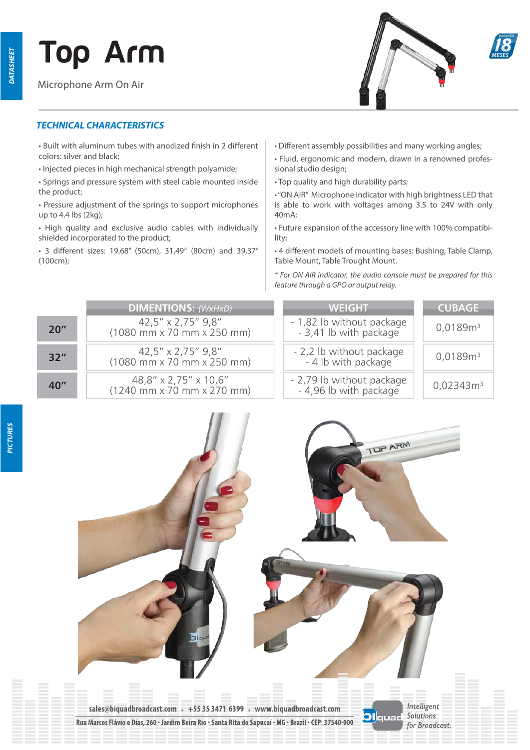# Top Arm

Microphone Arm On Air

## TECHNICAL CHARACTERISTICS

- Built with aluminum tubes with anodized finish in 2 different colors: silver and black;
- Injected pieces in high mechanical strength polyamide;
- Springs and pressure system with steel cable mounted inside the product;
- Pressure adjustment of the springs to support microphones up to 4,4 lbs (2kg);
- High quality and exclusive audio cables with individually shielded incorporated to the product;
- 3 different sizes: 19,68" (50cm), 31,49" (80cm) and 39,37" (100cm);
- Different assembly possibilities and many working angles;
- Fluid, ergonomic and modern, drawn in a renowned professional studio design;
- Top quality and high durability parts;
- "ON AIR" Microphone indicator with high brightness LED that is able to work with voltages among 3.5 to 24V with only 40mA;
- Future expansion of the accessory line with 100% compatibility;
- 4 different models of mounting bases: Bushing, Table Clamp, Table Mount, Table Trought Mount.

*\* For ON AIR indicator, the audio console must be prepared for this feature through a GPO or output relay.*

| | DIMENTIONS: *(WxHxD)* | WEIGHT | CUBAGE |
|---|---|---|---|
| **20"** | 42,5" x 2,75" 9,8" (1080 mm x 70 mm x 250 mm) | - 1,82 lb without package - 3,41 lb with package | 0,0189m³ |
| **32"** | 42,5" x 2,75" 9,8" (1080 mm x 70 mm x 250 mm) | - 2,2 lb without package - 4 lb with package | 0,0189m³ |
| **40"** | 48,8" x 2,75" x 10,6" (1240 mm x 70 mm x 270 mm) | - 2,79 lb without package - 4,96 lb with package | 0,02343m³ |

sales@biquadbroadcast.com • +55 35 3471-6399 • www.biquadbroadcast.com

Rua Marcos Flávio e Dias, 260 • Jardim Beira Rio • Santa Rita do Sapucaí • MG • Brazil • CEP: 37540-000